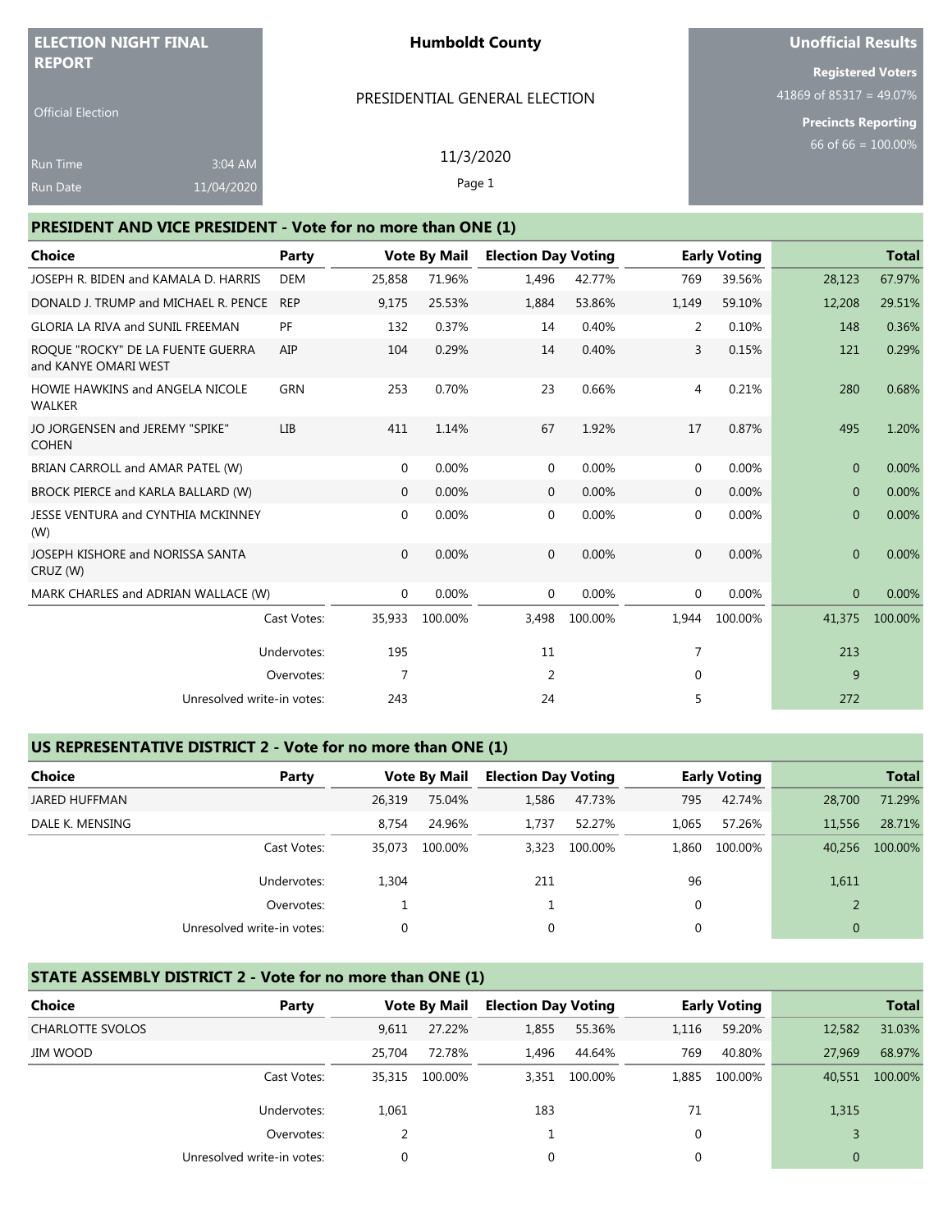**ELECTION NIGHT FINAL REPORT**

Official Election

Run Time 3:04 AM

Run Date 11/04/2020

# Humboldt County

PRESIDENTIAL GENERAL ELECTION

11/3/2020

**Unofficial Results**

**Registered Voters**
41869 of 85317 = 49.07%

**Precincts Reporting**
66 of 66 = 100.00%

## PRESIDENT AND VICE PRESIDENT - Vote for no more than ONE (1)

| Choice | Party | Vote By Mail | | Election Day Voting | | Early Voting | | Total | |
|---|---|---|---|---|---|---|---|---|---|
| JOSEPH R. BIDEN and KAMALA D. HARRIS | DEM | 25,858 | 71.96% | 1,496 | 42.77% | 769 | 39.56% | 28,123 | 67.97% |
| DONALD J. TRUMP and MICHAEL R. PENCE | REP | 9,175 | 25.53% | 1,884 | 53.86% | 1,149 | 59.10% | 12,208 | 29.51% |
| GLORIA LA RIVA and SUNIL FREEMAN | PF | 132 | 0.37% | 14 | 0.40% | 2 | 0.10% | 148 | 0.36% |
| ROQUE "ROCKY" DE LA FUENTE GUERRA and KANYE OMARI WEST | AIP | 104 | 0.29% | 14 | 0.40% | 3 | 0.15% | 121 | 0.29% |
| HOWIE HAWKINS and ANGELA NICOLE WALKER | GRN | 253 | 0.70% | 23 | 0.66% | 4 | 0.21% | 280 | 0.68% |
| JO JORGENSEN and JEREMY "SPIKE" COHEN | LIB | 411 | 1.14% | 67 | 1.92% | 17 | 0.87% | 495 | 1.20% |
| BRIAN CARROLL and AMAR PATEL (W) | | 0 | 0.00% | 0 | 0.00% | 0 | 0.00% | 0 | 0.00% |
| BROCK PIERCE and KARLA BALLARD (W) | | 0 | 0.00% | 0 | 0.00% | 0 | 0.00% | 0 | 0.00% |
| JESSE VENTURA and CYNTHIA MCKINNEY (W) | | 0 | 0.00% | 0 | 0.00% | 0 | 0.00% | 0 | 0.00% |
| JOSEPH KISHORE and NORISSA SANTA CRUZ (W) | | 0 | 0.00% | 0 | 0.00% | 0 | 0.00% | 0 | 0.00% |
| MARK CHARLES and ADRIAN WALLACE (W) | | 0 | 0.00% | 0 | 0.00% | 0 | 0.00% | 0 | 0.00% |
| | Cast Votes: | 35,933 | 100.00% | 3,498 | 100.00% | 1,944 | 100.00% | 41,375 | 100.00% |
| | Undervotes: | 195 | | 11 | | 7 | | 213 | |
| | Overvotes: | 7 | | 2 | | 0 | | 9 | |
| | Unresolved write-in votes: | 243 | | 24 | | 5 | | 272 | |

## US REPRESENTATIVE DISTRICT 2 - Vote for no more than ONE (1)

| Choice | Party | Vote By Mail | | Election Day Voting | | Early Voting | | Total | |
|---|---|---|---|---|---|---|---|---|---|
| JARED HUFFMAN | | 26,319 | 75.04% | 1,586 | 47.73% | 795 | 42.74% | 28,700 | 71.29% |
| DALE K. MENSING | | 8,754 | 24.96% | 1,737 | 52.27% | 1,065 | 57.26% | 11,556 | 28.71% |
| | Cast Votes: | 35,073 | 100.00% | 3,323 | 100.00% | 1,860 | 100.00% | 40,256 | 100.00% |
| | Undervotes: | 1,304 | | 211 | | 96 | | 1,611 | |
| | Overvotes: | 1 | | 1 | | 0 | | 2 | |
| | Unresolved write-in votes: | 0 | | 0 | | 0 | | 0 | |

## STATE ASSEMBLY DISTRICT 2 - Vote for no more than ONE (1)

| Choice | Party | Vote By Mail | | Election Day Voting | | Early Voting | | Total | |
|---|---|---|---|---|---|---|---|---|---|
| CHARLOTTE SVOLOS | | 9,611 | 27.22% | 1,855 | 55.36% | 1,116 | 59.20% | 12,582 | 31.03% |
| JIM WOOD | | 25,704 | 72.78% | 1,496 | 44.64% | 769 | 40.80% | 27,969 | 68.97% |
| | Cast Votes: | 35,315 | 100.00% | 3,351 | 100.00% | 1,885 | 100.00% | 40,551 | 100.00% |
| | Undervotes: | 1,061 | | 183 | | 71 | | 1,315 | |
| | Overvotes: | 2 | | 1 | | 0 | | 3 | |
| | Unresolved write-in votes: | 0 | | 0 | | 0 | | 0 | |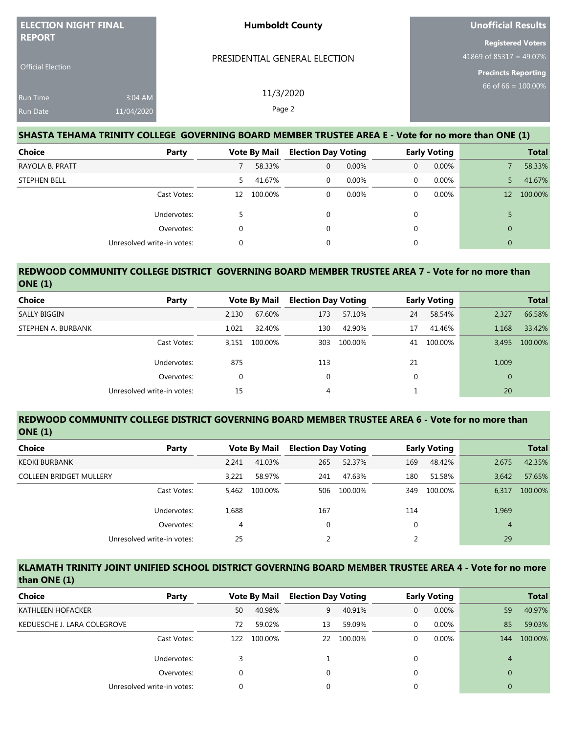| ELECTION NIGHT FINAL REPORT | Humboldt County | Unofficial Results |
|---|---|---|
| Official Election | PRESIDENTIAL GENERAL ELECTION | Registered Voters 41869 of 85317 = 49.07% |
| Run Time 3:04 AM | 11/3/2020 | Precincts Reporting 66 of 66 = 100.00% |
| Run Date 11/04/2020 | Page 2 | |

## SHASTA TEHAMA TRINITY COLLEGE GOVERNING BOARD MEMBER TRUSTEE AREA E - Vote for no more than ONE (1)

| Choice | Party | Vote By Mail | | Election Day Voting | | Early Voting | | Total | |
|---|---|---|---|---|---|---|---|---|---|
| RAYOLA B. PRATT | | 7 | 58.33% | 0 | 0.00% | 0 | 0.00% | 7 | 58.33% |
| STEPHEN BELL | | 5 | 41.67% | 0 | 0.00% | 0 | 0.00% | 5 | 41.67% |
| | Cast Votes: | 12 | 100.00% | 0 | 0.00% | 0 | 0.00% | 12 | 100.00% |
| | Undervotes: | 5 | | 0 | | 0 | | 5 | |
| | Overvotes: | 0 | | 0 | | 0 | | 0 | |
| | Unresolved write-in votes: | 0 | | 0 | | 0 | | 0 | |

## REDWOOD COMMUNITY COLLEGE DISTRICT GOVERNING BOARD MEMBER TRUSTEE AREA 7 - Vote for no more than ONE (1)

| Choice | Party | Vote By Mail | | Election Day Voting | | Early Voting | | Total | |
|---|---|---|---|---|---|---|---|---|---|
| SALLY BIGGIN | | 2,130 | 67.60% | 173 | 57.10% | 24 | 58.54% | 2,327 | 66.58% |
| STEPHEN A. BURBANK | | 1,021 | 32.40% | 130 | 42.90% | 17 | 41.46% | 1,168 | 33.42% |
| | Cast Votes: | 3,151 | 100.00% | 303 | 100.00% | 41 | 100.00% | 3,495 | 100.00% |
| | Undervotes: | 875 | | 113 | | 21 | | 1,009 | |
| | Overvotes: | 0 | | 0 | | 0 | | 0 | |
| | Unresolved write-in votes: | 15 | | 4 | | 1 | | 20 | |

## REDWOOD COMMUNITY COLLEGE DISTRICT GOVERNING BOARD MEMBER TRUSTEE AREA 6 - Vote for no more than ONE (1)

| Choice | Party | Vote By Mail | | Election Day Voting | | Early Voting | | Total | |
|---|---|---|---|---|---|---|---|---|---|
| KEOKI BURBANK | | 2,241 | 41.03% | 265 | 52.37% | 169 | 48.42% | 2,675 | 42.35% |
| COLLEEN BRIDGET MULLERY | | 3,221 | 58.97% | 241 | 47.63% | 180 | 51.58% | 3,642 | 57.65% |
| | Cast Votes: | 5,462 | 100.00% | 506 | 100.00% | 349 | 100.00% | 6,317 | 100.00% |
| | Undervotes: | 1,688 | | 167 | | 114 | | 1,969 | |
| | Overvotes: | 4 | | 0 | | 0 | | 4 | |
| | Unresolved write-in votes: | 25 | | 2 | | 2 | | 29 | |

## KLAMATH TRINITY JOINT UNIFIED SCHOOL DISTRICT GOVERNING BOARD MEMBER TRUSTEE AREA 4 - Vote for no more than ONE (1)

| Choice | Party | Vote By Mail | | Election Day Voting | | Early Voting | | Total | |
|---|---|---|---|---|---|---|---|---|---|
| KATHLEEN HOFACKER | | 50 | 40.98% | 9 | 40.91% | 0 | 0.00% | 59 | 40.97% |
| KEDUESCHE J. LARA COLEGROVE | | 72 | 59.02% | 13 | 59.09% | 0 | 0.00% | 85 | 59.03% |
| | Cast Votes: | 122 | 100.00% | 22 | 100.00% | 0 | 0.00% | 144 | 100.00% |
| | Undervotes: | 3 | | 1 | | 0 | | 4 | |
| | Overvotes: | 0 | | 0 | | 0 | | 0 | |
| | Unresolved write-in votes: | 0 | | 0 | | 0 | | 0 | |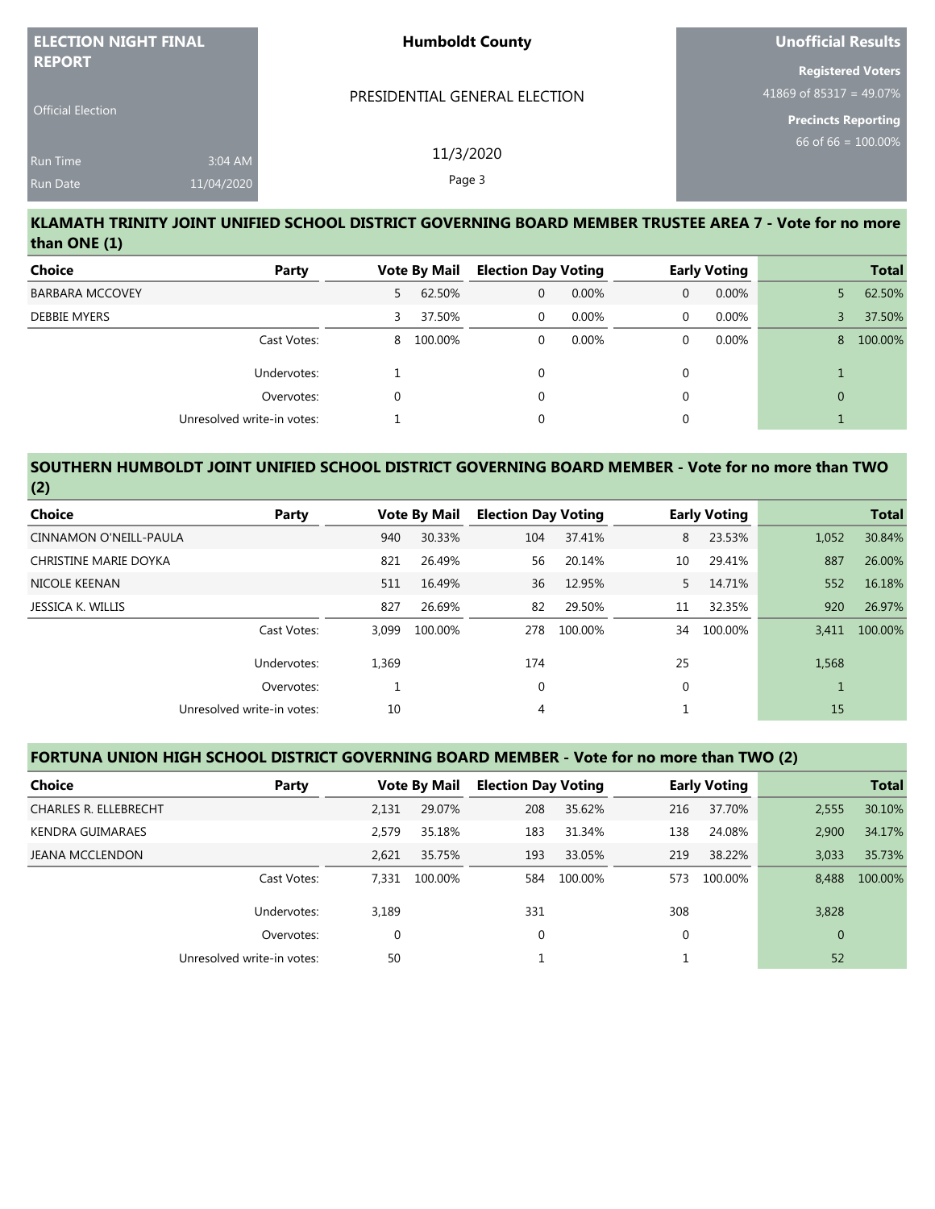ELECTION NIGHT FINAL REPORT

Official Election

Run Time 3:04 AM
Run Date 11/04/2020

Humboldt County

PRESIDENTIAL GENERAL ELECTION

11/3/2020

Unofficial Results

Registered Voters
41869 of 85317 = 49.07%

Precincts Reporting
66 of 66 = 100.00%

## KLAMATH TRINITY JOINT UNIFIED SCHOOL DISTRICT GOVERNING BOARD MEMBER TRUSTEE AREA 7 - Vote for no more than ONE (1)

| Choice | Party | Vote By Mail | | Election Day Voting | | Early Voting | | Total | |
|---|---|---|---|---|---|---|---|---|---|
| BARBARA MCCOVEY | | 5 | 62.50% | 0 | 0.00% | 0 | 0.00% | 5 | 62.50% |
| DEBBIE MYERS | | 3 | 37.50% | 0 | 0.00% | 0 | 0.00% | 3 | 37.50% |
| | Cast Votes: | 8 | 100.00% | 0 | 0.00% | 0 | 0.00% | 8 | 100.00% |
| | Undervotes: | 1 | | 0 | | 0 | | 1 | |
| | Overvotes: | 0 | | 0 | | 0 | | 0 | |
| | Unresolved write-in votes: | 1 | | 0 | | 0 | | 1 | |

## SOUTHERN HUMBOLDT JOINT UNIFIED SCHOOL DISTRICT GOVERNING BOARD MEMBER - Vote for no more than TWO (2)

| Choice | Party | Vote By Mail | | Election Day Voting | | Early Voting | | Total | |
|---|---|---|---|---|---|---|---|---|---|
| CINNAMON O'NEILL-PAULA | | 940 | 30.33% | 104 | 37.41% | 8 | 23.53% | 1,052 | 30.84% |
| CHRISTINE MARIE DOYKA | | 821 | 26.49% | 56 | 20.14% | 10 | 29.41% | 887 | 26.00% |
| NICOLE KEENAN | | 511 | 16.49% | 36 | 12.95% | 5 | 14.71% | 552 | 16.18% |
| JESSICA K. WILLIS | | 827 | 26.69% | 82 | 29.50% | 11 | 32.35% | 920 | 26.97% |
| | Cast Votes: | 3,099 | 100.00% | 278 | 100.00% | 34 | 100.00% | 3,411 | 100.00% |
| | Undervotes: | 1,369 | | 174 | | 25 | | 1,568 | |
| | Overvotes: | 1 | | 0 | | 0 | | 1 | |
| | Unresolved write-in votes: | 10 | | 4 | | 1 | | 15 | |

## FORTUNA UNION HIGH SCHOOL DISTRICT GOVERNING BOARD MEMBER - Vote for no more than TWO (2)

| Choice | Party | Vote By Mail | | Election Day Voting | | Early Voting | | Total | |
|---|---|---|---|---|---|---|---|---|---|
| CHARLES R. ELLEBRECHT | | 2,131 | 29.07% | 208 | 35.62% | 216 | 37.70% | 2,555 | 30.10% |
| KENDRA GUIMARAES | | 2,579 | 35.18% | 183 | 31.34% | 138 | 24.08% | 2,900 | 34.17% |
| JEANA MCCLENDON | | 2,621 | 35.75% | 193 | 33.05% | 219 | 38.22% | 3,033 | 35.73% |
| | Cast Votes: | 7,331 | 100.00% | 584 | 100.00% | 573 | 100.00% | 8,488 | 100.00% |
| | Undervotes: | 3,189 | | 331 | | 308 | | 3,828 | |
| | Overvotes: | 0 | | 0 | | 0 | | 0 | |
| | Unresolved write-in votes: | 50 | | 1 | | 1 | | 52 | |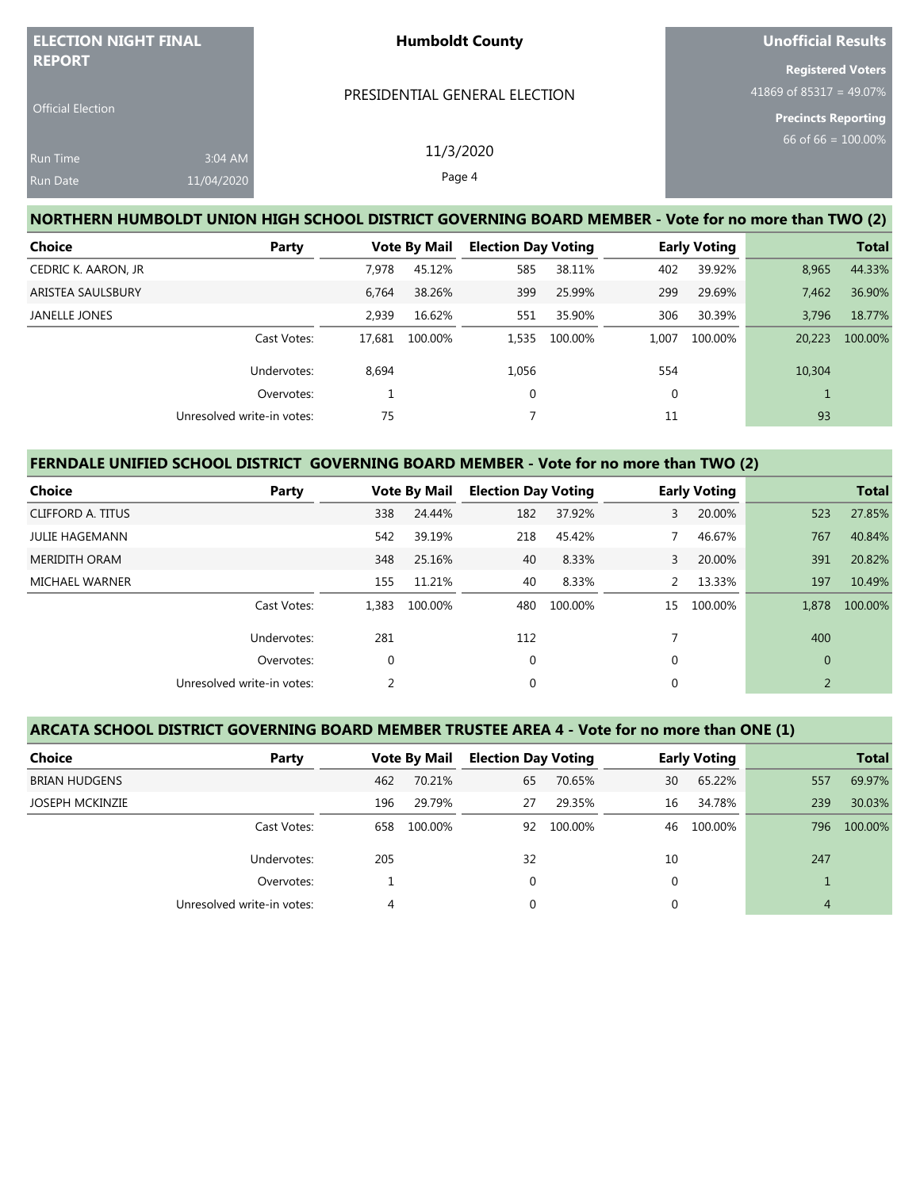| ELECTION NIGHT FINAL REPORT | Humboldt County | Unofficial Results |
|---|---|---|
| Official Election | PRESIDENTIAL GENERAL ELECTION | Registered Voters 41869 of 85317 = 49.07% |
| Run Time 3:04 AM | 11/3/2020 | Precincts Reporting 66 of 66 = 100.00% |
| Run Date 11/04/2020 | | |

## NORTHERN HUMBOLDT UNION HIGH SCHOOL DISTRICT GOVERNING BOARD MEMBER - Vote for no more than TWO (2)

| Choice | Party | Vote By Mail | | Election Day Voting | | Early Voting | | Total | |
|---|---|---|---|---|---|---|---|---|---|
| CEDRIC K. AARON, JR | | 7,978 | 45.12% | 585 | 38.11% | 402 | 39.92% | 8,965 | 44.33% |
| ARISTEA SAULSBURY | | 6,764 | 38.26% | 399 | 25.99% | 299 | 29.69% | 7,462 | 36.90% |
| JANELLE JONES | | 2,939 | 16.62% | 551 | 35.90% | 306 | 30.39% | 3,796 | 18.77% |
| | Cast Votes: | 17,681 | 100.00% | 1,535 | 100.00% | 1,007 | 100.00% | 20,223 | 100.00% |
| | Undervotes: | 8,694 | | 1,056 | | 554 | | 10,304 | |
| | Overvotes: | 1 | | 0 | | 0 | | 1 | |
| | Unresolved write-in votes: | 75 | | 7 | | 11 | | 93 | |

## FERNDALE UNIFIED SCHOOL DISTRICT GOVERNING BOARD MEMBER - Vote for no more than TWO (2)

| Choice | Party | Vote By Mail | | Election Day Voting | | Early Voting | | Total | |
|---|---|---|---|---|---|---|---|---|---|
| CLIFFORD A. TITUS | | 338 | 24.44% | 182 | 37.92% | 3 | 20.00% | 523 | 27.85% |
| JULIE HAGEMANN | | 542 | 39.19% | 218 | 45.42% | 7 | 46.67% | 767 | 40.84% |
| MERIDITH ORAM | | 348 | 25.16% | 40 | 8.33% | 3 | 20.00% | 391 | 20.82% |
| MICHAEL WARNER | | 155 | 11.21% | 40 | 8.33% | 2 | 13.33% | 197 | 10.49% |
| | Cast Votes: | 1,383 | 100.00% | 480 | 100.00% | 15 | 100.00% | 1,878 | 100.00% |
| | Undervotes: | 281 | | 112 | | 7 | | 400 | |
| | Overvotes: | 0 | | 0 | | 0 | | 0 | |
| | Unresolved write-in votes: | 2 | | 0 | | 0 | | 2 | |

## ARCATA SCHOOL DISTRICT GOVERNING BOARD MEMBER TRUSTEE AREA 4 - Vote for no more than ONE (1)

| Choice | Party | Vote By Mail | | Election Day Voting | | Early Voting | | Total | |
|---|---|---|---|---|---|---|---|---|---|
| BRIAN HUDGENS | | 462 | 70.21% | 65 | 70.65% | 30 | 65.22% | 557 | 69.97% |
| JOSEPH MCKINZIE | | 196 | 29.79% | 27 | 29.35% | 16 | 34.78% | 239 | 30.03% |
| | Cast Votes: | 658 | 100.00% | 92 | 100.00% | 46 | 100.00% | 796 | 100.00% |
| | Undervotes: | 205 | | 32 | | 10 | | 247 | |
| | Overvotes: | 1 | | 0 | | 0 | | 1 | |
| | Unresolved write-in votes: | 4 | | 0 | | 0 | | 4 | |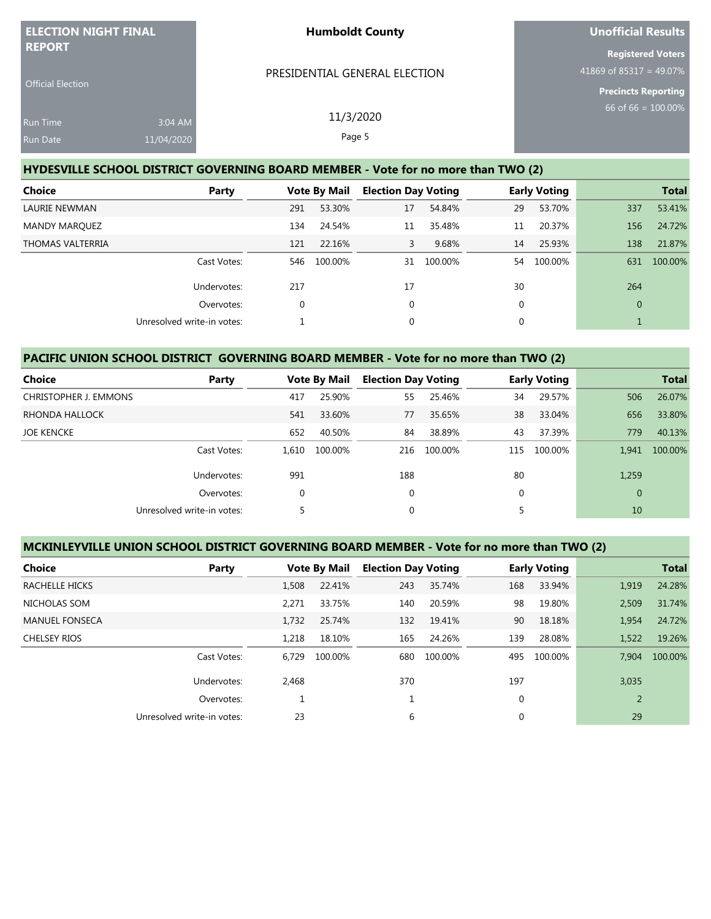ELECTION NIGHT FINAL REPORT

Official Election

Run Time 3:04 AM
Run Date 11/04/2020

**Humboldt County**

PRESIDENTIAL GENERAL ELECTION

11/3/2020

**Unofficial Results**

**Registered Voters**
41869 of 85317 = 49.07%

**Precincts Reporting**
66 of 66 = 100.00%

## HYDESVILLE SCHOOL DISTRICT GOVERNING BOARD MEMBER - Vote for no more than TWO (2)

| Choice | Party | Vote By Mail | | Election Day Voting | | Early Voting | | Total | |
|---|---|---|---|---|---|---|---|---|---|
| LAURIE NEWMAN | | 291 | 53.30% | 17 | 54.84% | 29 | 53.70% | 337 | 53.41% |
| MANDY MARQUEZ | | 134 | 24.54% | 11 | 35.48% | 11 | 20.37% | 156 | 24.72% |
| THOMAS VALTERRIA | | 121 | 22.16% | 3 | 9.68% | 14 | 25.93% | 138 | 21.87% |
| | Cast Votes: | 546 | 100.00% | 31 | 100.00% | 54 | 100.00% | 631 | 100.00% |
| | Undervotes: | 217 | | 17 | | 30 | | 264 | |
| | Overvotes: | 0 | | 0 | | 0 | | 0 | |
| | Unresolved write-in votes: | 1 | | 0 | | 0 | | 1 | |

## PACIFIC UNION SCHOOL DISTRICT GOVERNING BOARD MEMBER - Vote for no more than TWO (2)

| Choice | Party | Vote By Mail | | Election Day Voting | | Early Voting | | Total | |
|---|---|---|---|---|---|---|---|---|---|
| CHRISTOPHER J. EMMONS | | 417 | 25.90% | 55 | 25.46% | 34 | 29.57% | 506 | 26.07% |
| RHONDA HALLOCK | | 541 | 33.60% | 77 | 35.65% | 38 | 33.04% | 656 | 33.80% |
| JOE KENCKE | | 652 | 40.50% | 84 | 38.89% | 43 | 37.39% | 779 | 40.13% |
| | Cast Votes: | 1,610 | 100.00% | 216 | 100.00% | 115 | 100.00% | 1,941 | 100.00% |
| | Undervotes: | 991 | | 188 | | 80 | | 1,259 | |
| | Overvotes: | 0 | | 0 | | 0 | | 0 | |
| | Unresolved write-in votes: | 5 | | 0 | | 5 | | 10 | |

## MCKINLEYVILLE UNION SCHOOL DISTRICT GOVERNING BOARD MEMBER - Vote for no more than TWO (2)

| Choice | Party | Vote By Mail | | Election Day Voting | | Early Voting | | Total | |
|---|---|---|---|---|---|---|---|---|---|
| RACHELLE HICKS | | 1,508 | 22.41% | 243 | 35.74% | 168 | 33.94% | 1,919 | 24.28% |
| NICHOLAS SOM | | 2,271 | 33.75% | 140 | 20.59% | 98 | 19.80% | 2,509 | 31.74% |
| MANUEL FONSECA | | 1,732 | 25.74% | 132 | 19.41% | 90 | 18.18% | 1,954 | 24.72% |
| CHELSEY RIOS | | 1,218 | 18.10% | 165 | 24.26% | 139 | 28.08% | 1,522 | 19.26% |
| | Cast Votes: | 6,729 | 100.00% | 680 | 100.00% | 495 | 100.00% | 7,904 | 100.00% |
| | Undervotes: | 2,468 | | 370 | | 197 | | 3,035 | |
| | Overvotes: | 1 | | 1 | | 0 | | 2 | |
| | Unresolved write-in votes: | 23 | | 6 | | 0 | | 29 | |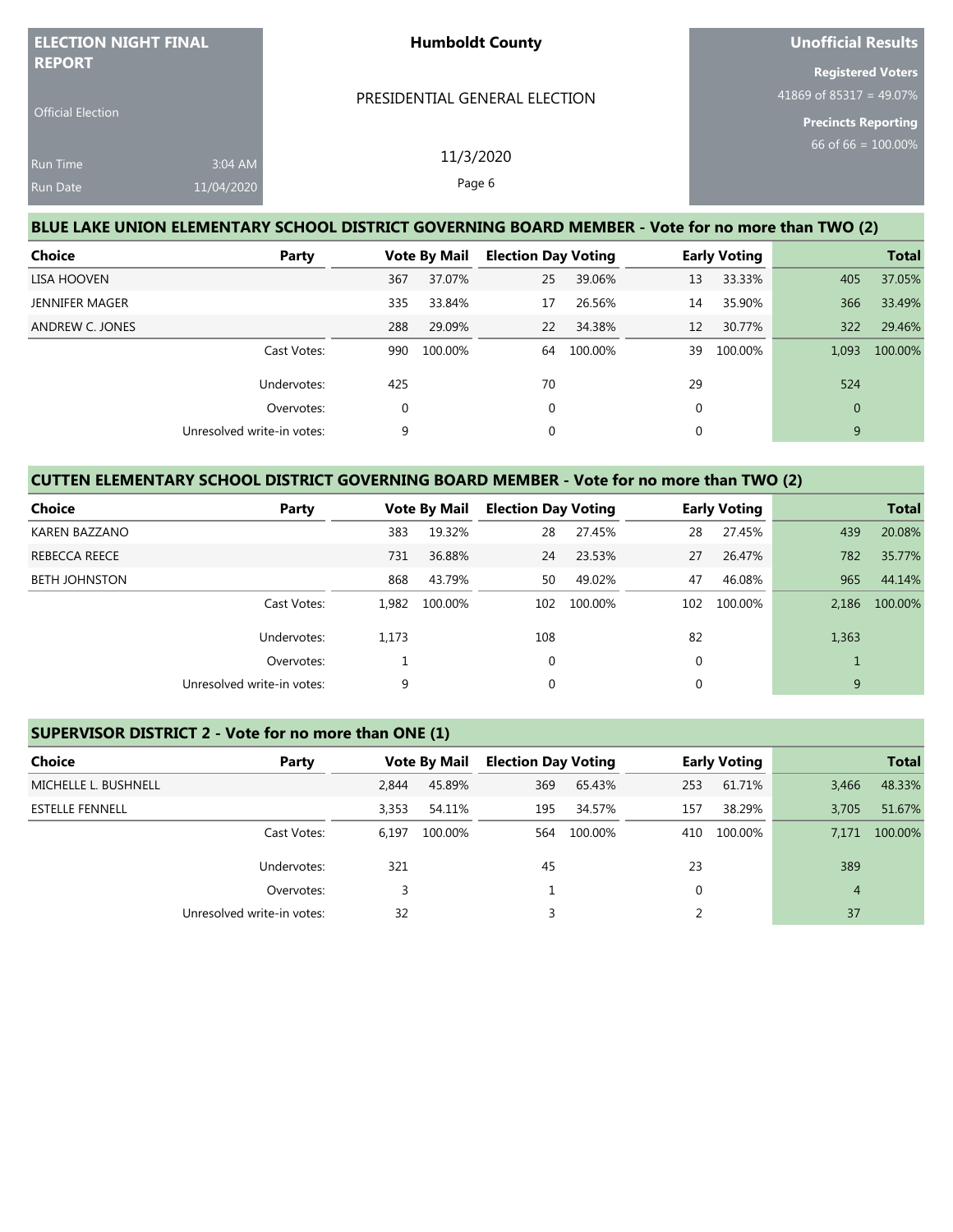## BLUE LAKE UNION ELEMENTARY SCHOOL DISTRICT GOVERNING BOARD MEMBER - Vote for no more than TWO (2)

| Choice | Party | Vote By Mail | | Election Day Voting | | Early Voting | | Total | |
|---|---|---|---|---|---|---|---|---|---|
| LISA HOOVEN | | 367 | 37.07% | 25 | 39.06% | 13 | 33.33% | 405 | 37.05% |
| JENNIFER MAGER | | 335 | 33.84% | 17 | 26.56% | 14 | 35.90% | 366 | 33.49% |
| ANDREW C. JONES | | 288 | 29.09% | 22 | 34.38% | 12 | 30.77% | 322 | 29.46% |
| | Cast Votes: | 990 | 100.00% | 64 | 100.00% | 39 | 100.00% | 1,093 | 100.00% |
| | Undervotes: | 425 | | 70 | | 29 | | 524 | |
| | Overvotes: | 0 | | 0 | | 0 | | 0 | |
| | Unresolved write-in votes: | 9 | | 0 | | 0 | | 9 | |

## CUTTEN ELEMENTARY SCHOOL DISTRICT GOVERNING BOARD MEMBER - Vote for no more than TWO (2)

| Choice | Party | Vote By Mail | | Election Day Voting | | Early Voting | | Total | |
|---|---|---|---|---|---|---|---|---|---|
| KAREN BAZZANO | | 383 | 19.32% | 28 | 27.45% | 28 | 27.45% | 439 | 20.08% |
| REBECCA REECE | | 731 | 36.88% | 24 | 23.53% | 27 | 26.47% | 782 | 35.77% |
| BETH JOHNSTON | | 868 | 43.79% | 50 | 49.02% | 47 | 46.08% | 965 | 44.14% |
| | Cast Votes: | 1,982 | 100.00% | 102 | 100.00% | 102 | 100.00% | 2,186 | 100.00% |
| | Undervotes: | 1,173 | | 108 | | 82 | | 1,363 | |
| | Overvotes: | 1 | | 0 | | 0 | | 1 | |
| | Unresolved write-in votes: | 9 | | 0 | | 0 | | 9 | |

## SUPERVISOR DISTRICT 2 - Vote for no more than ONE (1)

| Choice | Party | Vote By Mail | | Election Day Voting | | Early Voting | | Total | |
|---|---|---|---|---|---|---|---|---|---|
| MICHELLE L. BUSHNELL | | 2,844 | 45.89% | 369 | 65.43% | 253 | 61.71% | 3,466 | 48.33% |
| ESTELLE FENNELL | | 3,353 | 54.11% | 195 | 34.57% | 157 | 38.29% | 3,705 | 51.67% |
| | Cast Votes: | 6,197 | 100.00% | 564 | 100.00% | 410 | 100.00% | 7,171 | 100.00% |
| | Undervotes: | 321 | | 45 | | 23 | | 389 | |
| | Overvotes: | 3 | | 1 | | 0 | | 4 | |
| | Unresolved write-in votes: | 32 | | 3 | | 2 | | 37 | |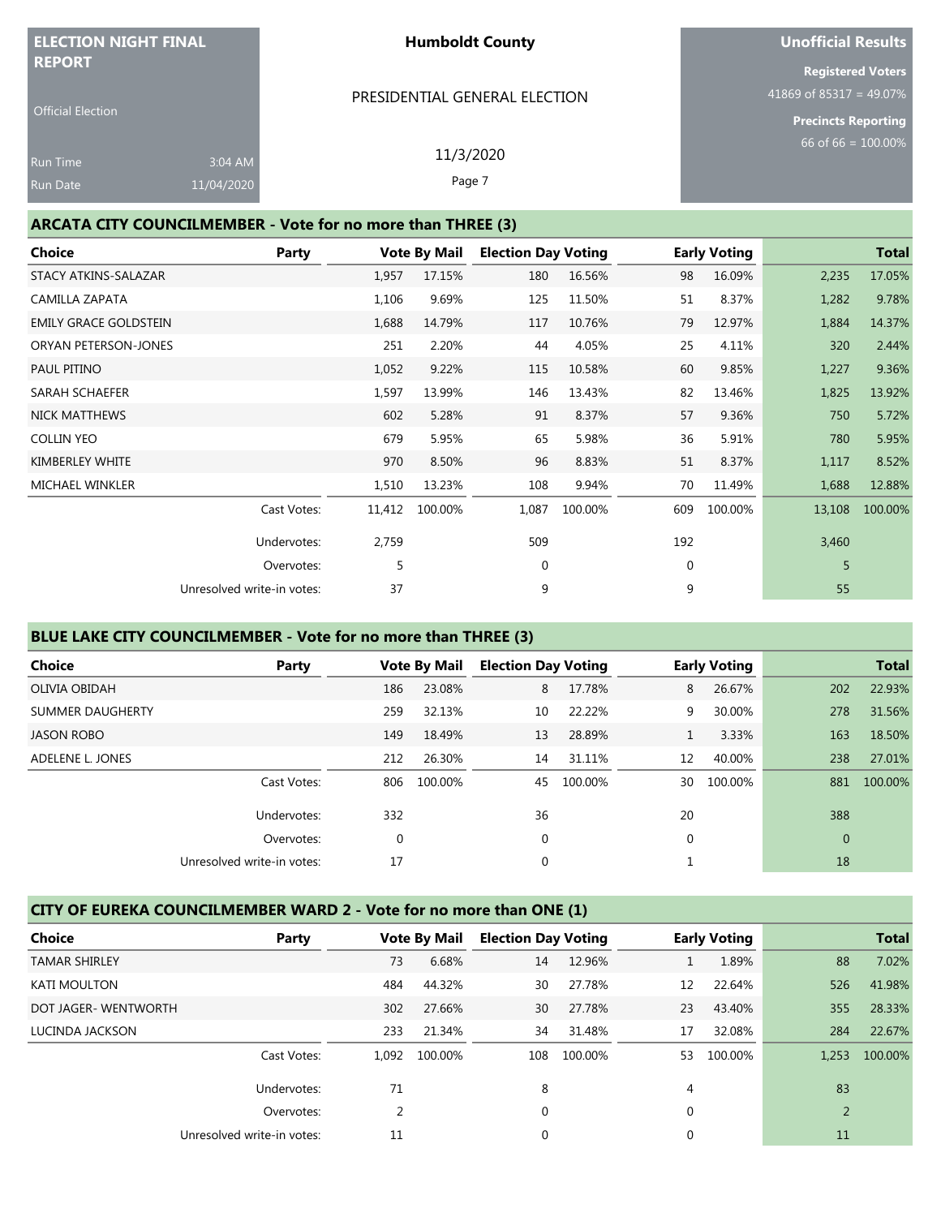**ELECTION NIGHT FINAL REPORT**

Official Election

Run Time 3:04 AM
Run Date 11/04/2020

**Humboldt County**

PRESIDENTIAL GENERAL ELECTION

11/3/2020

**Unofficial Results**

**Registered Voters**
41869 of 85317 = 49.07%

**Precincts Reporting**
66 of 66 = 100.00%

## ARCATA CITY COUNCILMEMBER - Vote for no more than THREE (3)

| Choice | Party | Vote By Mail | | Election Day Voting | | Early Voting | | Total | |
|---|---|---|---|---|---|---|---|---|---|
| STACY ATKINS-SALAZAR | | 1,957 | 17.15% | 180 | 16.56% | 98 | 16.09% | 2,235 | 17.05% |
| CAMILLA ZAPATA | | 1,106 | 9.69% | 125 | 11.50% | 51 | 8.37% | 1,282 | 9.78% |
| EMILY GRACE GOLDSTEIN | | 1,688 | 14.79% | 117 | 10.76% | 79 | 12.97% | 1,884 | 14.37% |
| ORYAN PETERSON-JONES | | 251 | 2.20% | 44 | 4.05% | 25 | 4.11% | 320 | 2.44% |
| PAUL PITINO | | 1,052 | 9.22% | 115 | 10.58% | 60 | 9.85% | 1,227 | 9.36% |
| SARAH SCHAEFER | | 1,597 | 13.99% | 146 | 13.43% | 82 | 13.46% | 1,825 | 13.92% |
| NICK MATTHEWS | | 602 | 5.28% | 91 | 8.37% | 57 | 9.36% | 750 | 5.72% |
| COLLIN YEO | | 679 | 5.95% | 65 | 5.98% | 36 | 5.91% | 780 | 5.95% |
| KIMBERLEY WHITE | | 970 | 8.50% | 96 | 8.83% | 51 | 8.37% | 1,117 | 8.52% |
| MICHAEL WINKLER | | 1,510 | 13.23% | 108 | 9.94% | 70 | 11.49% | 1,688 | 12.88% |
| | Cast Votes: | 11,412 | 100.00% | 1,087 | 100.00% | 609 | 100.00% | 13,108 | 100.00% |
| | Undervotes: | 2,759 | | 509 | | 192 | | 3,460 | |
| | Overvotes: | 5 | | 0 | | 0 | | 5 | |
| | Unresolved write-in votes: | 37 | | 9 | | 9 | | 55 | |

## BLUE LAKE CITY COUNCILMEMBER - Vote for no more than THREE (3)

| Choice | Party | Vote By Mail | | Election Day Voting | | Early Voting | | Total | |
|---|---|---|---|---|---|---|---|---|---|
| OLIVIA OBIDAH | | 186 | 23.08% | 8 | 17.78% | 8 | 26.67% | 202 | 22.93% |
| SUMMER DAUGHERTY | | 259 | 32.13% | 10 | 22.22% | 9 | 30.00% | 278 | 31.56% |
| JASON ROBO | | 149 | 18.49% | 13 | 28.89% | 1 | 3.33% | 163 | 18.50% |
| ADELENE L. JONES | | 212 | 26.30% | 14 | 31.11% | 12 | 40.00% | 238 | 27.01% |
| | Cast Votes: | 806 | 100.00% | 45 | 100.00% | 30 | 100.00% | 881 | 100.00% |
| | Undervotes: | 332 | | 36 | | 20 | | 388 | |
| | Overvotes: | 0 | | 0 | | 0 | | 0 | |
| | Unresolved write-in votes: | 17 | | 0 | | 1 | | 18 | |

## CITY OF EUREKA COUNCILMEMBER WARD 2 - Vote for no more than ONE (1)

| Choice | Party | Vote By Mail | | Election Day Voting | | Early Voting | | Total | |
|---|---|---|---|---|---|---|---|---|---|
| TAMAR SHIRLEY | | 73 | 6.68% | 14 | 12.96% | 1 | 1.89% | 88 | 7.02% |
| KATI MOULTON | | 484 | 44.32% | 30 | 27.78% | 12 | 22.64% | 526 | 41.98% |
| DOT JAGER- WENTWORTH | | 302 | 27.66% | 30 | 27.78% | 23 | 43.40% | 355 | 28.33% |
| LUCINDA JACKSON | | 233 | 21.34% | 34 | 31.48% | 17 | 32.08% | 284 | 22.67% |
| | Cast Votes: | 1,092 | 100.00% | 108 | 100.00% | 53 | 100.00% | 1,253 | 100.00% |
| | Undervotes: | 71 | | 8 | | 4 | | 83 | |
| | Overvotes: | 2 | | 0 | | 0 | | 2 | |
| | Unresolved write-in votes: | 11 | | 0 | | 0 | | 11 | |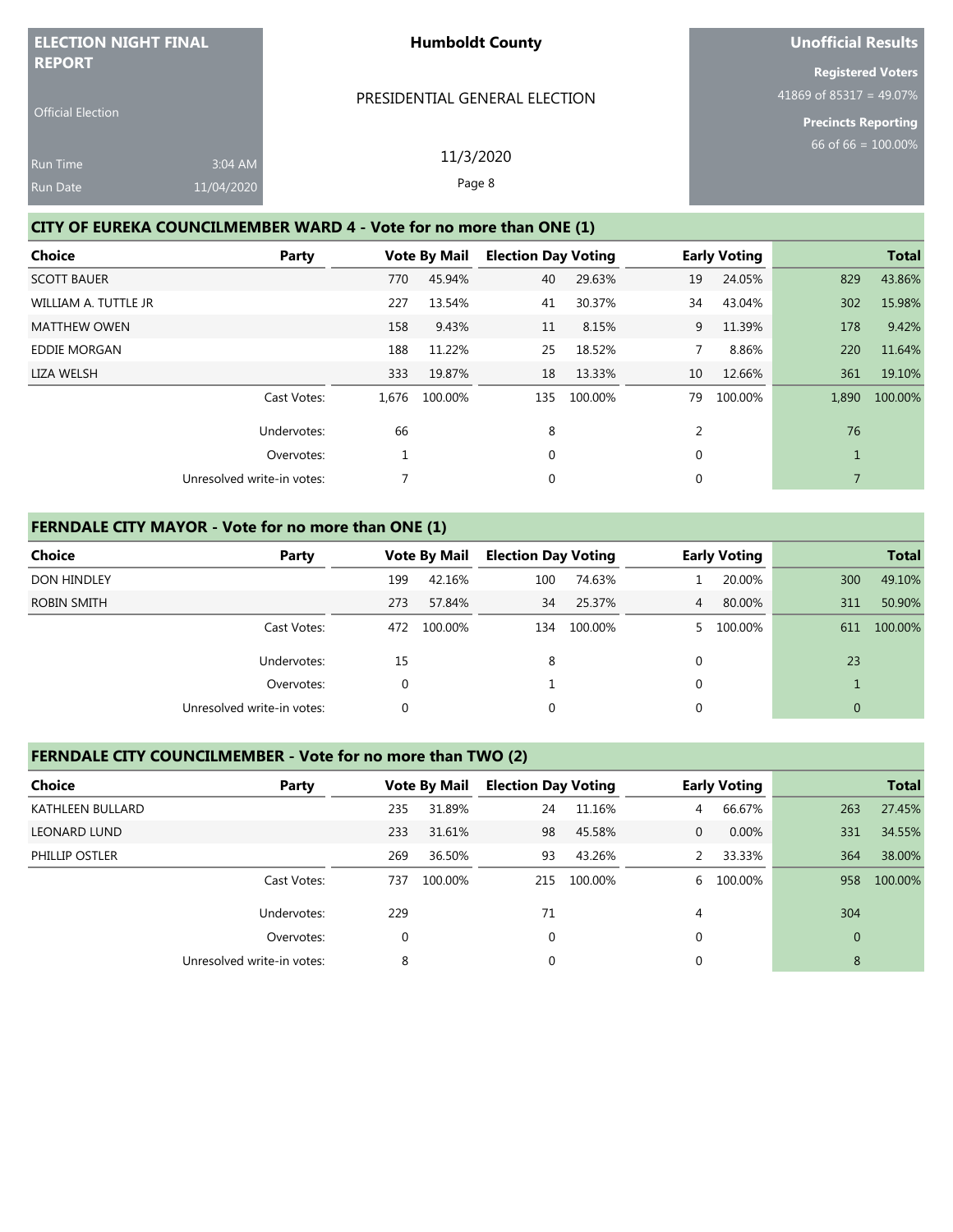ELECTION NIGHT FINAL REPORT

Official Election

Run Time 3:04 AM
Run Date 11/04/2020

**Humboldt County**

PRESIDENTIAL GENERAL ELECTION

11/3/2020

**Unofficial Results**

**Registered Voters**
41869 of 85317 = 49.07%

**Precincts Reporting**
66 of 66 = 100.00%

## CITY OF EUREKA COUNCILMEMBER WARD 4 - Vote for no more than ONE (1)

| Choice | Party | Vote By Mail | | Election Day Voting | | Early Voting | | Total | |
|---|---|---|---|---|---|---|---|---|---|
| SCOTT BAUER | | 770 | 45.94% | 40 | 29.63% | 19 | 24.05% | 829 | 43.86% |
| WILLIAM A. TUTTLE JR | | 227 | 13.54% | 41 | 30.37% | 34 | 43.04% | 302 | 15.98% |
| MATTHEW OWEN | | 158 | 9.43% | 11 | 8.15% | 9 | 11.39% | 178 | 9.42% |
| EDDIE MORGAN | | 188 | 11.22% | 25 | 18.52% | 7 | 8.86% | 220 | 11.64% |
| LIZA WELSH | | 333 | 19.87% | 18 | 13.33% | 10 | 12.66% | 361 | 19.10% |
| | Cast Votes: | 1,676 | 100.00% | 135 | 100.00% | 79 | 100.00% | 1,890 | 100.00% |
| | Undervotes: | 66 | | 8 | | 2 | | 76 | |
| | Overvotes: | 1 | | 0 | | 0 | | 1 | |
| | Unresolved write-in votes: | 7 | | 0 | | 0 | | 7 | |

## FERNDALE CITY MAYOR - Vote for no more than ONE (1)

| Choice | Party | Vote By Mail | | Election Day Voting | | Early Voting | | Total | |
|---|---|---|---|---|---|---|---|---|---|
| DON HINDLEY | | 199 | 42.16% | 100 | 74.63% | 1 | 20.00% | 300 | 49.10% |
| ROBIN SMITH | | 273 | 57.84% | 34 | 25.37% | 4 | 80.00% | 311 | 50.90% |
| | Cast Votes: | 472 | 100.00% | 134 | 100.00% | 5 | 100.00% | 611 | 100.00% |
| | Undervotes: | 15 | | 8 | | 0 | | 23 | |
| | Overvotes: | 0 | | 1 | | 0 | | 1 | |
| | Unresolved write-in votes: | 0 | | 0 | | 0 | | 0 | |

## FERNDALE CITY COUNCILMEMBER - Vote for no more than TWO (2)

| Choice | Party | Vote By Mail | | Election Day Voting | | Early Voting | | Total | |
|---|---|---|---|---|---|---|---|---|---|
| KATHLEEN BULLARD | | 235 | 31.89% | 24 | 11.16% | 4 | 66.67% | 263 | 27.45% |
| LEONARD LUND | | 233 | 31.61% | 98 | 45.58% | 0 | 0.00% | 331 | 34.55% |
| PHILLIP OSTLER | | 269 | 36.50% | 93 | 43.26% | 2 | 33.33% | 364 | 38.00% |
| | Cast Votes: | 737 | 100.00% | 215 | 100.00% | 6 | 100.00% | 958 | 100.00% |
| | Undervotes: | 229 | | 71 | | 4 | | 304 | |
| | Overvotes: | 0 | | 0 | | 0 | | 0 | |
| | Unresolved write-in votes: | 8 | | 0 | | 0 | | 8 | |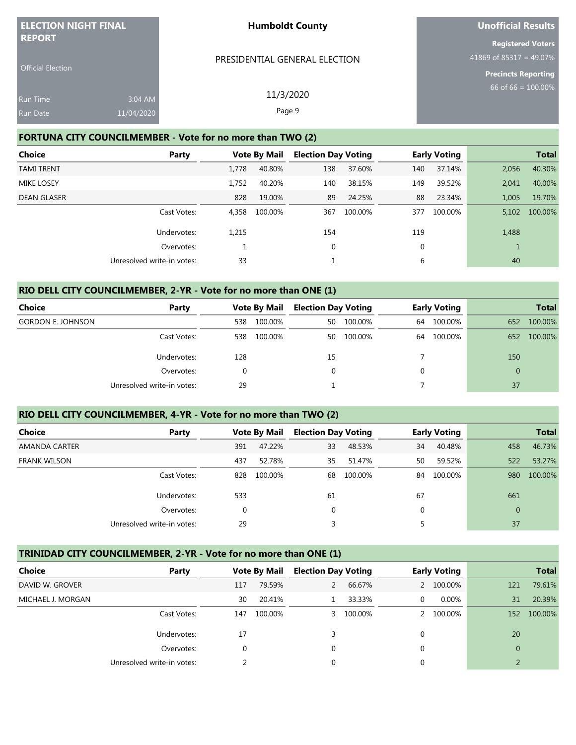**ELECTION NIGHT FINAL REPORT**

Official Election

Run Time 3:04 AM

Run Date 11/04/2020

**Humboldt County**

PRESIDENTIAL GENERAL ELECTION

11/3/2020

**Unofficial Results**

**Registered Voters**
41869 of 85317 = 49.07%

**Precincts Reporting**
66 of 66 = 100.00%

## FORTUNA CITY COUNCILMEMBER - Vote for no more than TWO (2)

| Choice | Party | Vote By Mail | | Election Day Voting | | Early Voting | | Total | |
|---|---|---|---|---|---|---|---|---|---|
| TAMI TRENT | | 1,778 | 40.80% | 138 | 37.60% | 140 | 37.14% | 2,056 | 40.30% |
| MIKE LOSEY | | 1,752 | 40.20% | 140 | 38.15% | 149 | 39.52% | 2,041 | 40.00% |
| DEAN GLASER | | 828 | 19.00% | 89 | 24.25% | 88 | 23.34% | 1,005 | 19.70% |
| | Cast Votes: | 4,358 | 100.00% | 367 | 100.00% | 377 | 100.00% | 5,102 | 100.00% |
| | Undervotes: | 1,215 | | 154 | | 119 | | 1,488 | |
| | Overvotes: | 1 | | 0 | | 0 | | 1 | |
| | Unresolved write-in votes: | 33 | | 1 | | 6 | | 40 | |

## RIO DELL CITY COUNCILMEMBER, 2-YR - Vote for no more than ONE (1)

| Choice | Party | Vote By Mail | | Election Day Voting | | Early Voting | | Total | |
|---|---|---|---|---|---|---|---|---|---|
| GORDON E. JOHNSON | | 538 | 100.00% | 50 | 100.00% | 64 | 100.00% | 652 | 100.00% |
| | Cast Votes: | 538 | 100.00% | 50 | 100.00% | 64 | 100.00% | 652 | 100.00% |
| | Undervotes: | 128 | | 15 | | 7 | | 150 | |
| | Overvotes: | 0 | | 0 | | 0 | | 0 | |
| | Unresolved write-in votes: | 29 | | 1 | | 7 | | 37 | |

## RIO DELL CITY COUNCILMEMBER, 4-YR - Vote for no more than TWO (2)

| Choice | Party | Vote By Mail | | Election Day Voting | | Early Voting | | Total | |
|---|---|---|---|---|---|---|---|---|---|
| AMANDA CARTER | | 391 | 47.22% | 33 | 48.53% | 34 | 40.48% | 458 | 46.73% |
| FRANK WILSON | | 437 | 52.78% | 35 | 51.47% | 50 | 59.52% | 522 | 53.27% |
| | Cast Votes: | 828 | 100.00% | 68 | 100.00% | 84 | 100.00% | 980 | 100.00% |
| | Undervotes: | 533 | | 61 | | 67 | | 661 | |
| | Overvotes: | 0 | | 0 | | 0 | | 0 | |
| | Unresolved write-in votes: | 29 | | 3 | | 5 | | 37 | |

## TRINIDAD CITY COUNCILMEMBER, 2-YR - Vote for no more than ONE (1)

| Choice | Party | Vote By Mail | | Election Day Voting | | Early Voting | | Total | |
|---|---|---|---|---|---|---|---|---|---|
| DAVID W. GROVER | | 117 | 79.59% | 2 | 66.67% | 2 | 100.00% | 121 | 79.61% |
| MICHAEL J. MORGAN | | 30 | 20.41% | 1 | 33.33% | 0 | 0.00% | 31 | 20.39% |
| | Cast Votes: | 147 | 100.00% | 3 | 100.00% | 2 | 100.00% | 152 | 100.00% |
| | Undervotes: | 17 | | 3 | | 0 | | 20 | |
| | Overvotes: | 0 | | 0 | | 0 | | 0 | |
| | Unresolved write-in votes: | 2 | | 0 | | 0 | | 2 | |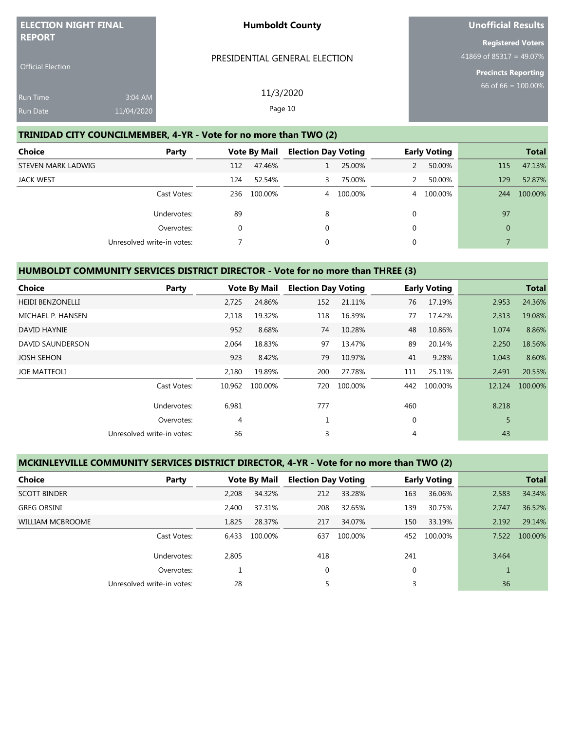| ELECTION NIGHT FINAL REPORT | Humboldt County | Unofficial Results |
|---|---|---|
| Official Election | PRESIDENTIAL GENERAL ELECTION | Registered Voters 41869 of 85317 = 49.07% |
| Run Time 3:04 AM | 11/3/2020 | Precincts Reporting 66 of 66 = 100.00% |
| Run Date 11/04/2020 | | |

## TRINIDAD CITY COUNCILMEMBER, 4-YR - Vote for no more than TWO (2)

| Choice | Party | Vote By Mail | | Election Day Voting | | Early Voting | | Total | |
|---|---|---|---|---|---|---|---|---|---|
| STEVEN MARK LADWIG | | 112 | 47.46% | 1 | 25.00% | 2 | 50.00% | 115 | 47.13% |
| JACK WEST | | 124 | 52.54% | 3 | 75.00% | 2 | 50.00% | 129 | 52.87% |
| | Cast Votes: | 236 | 100.00% | 4 | 100.00% | 4 | 100.00% | 244 | 100.00% |
| | Undervotes: | 89 | | 8 | | 0 | | 97 | |
| | Overvotes: | 0 | | 0 | | 0 | | 0 | |
| | Unresolved write-in votes: | 7 | | 0 | | 0 | | 7 | |

## HUMBOLDT COMMUNITY SERVICES DISTRICT DIRECTOR - Vote for no more than THREE (3)

| Choice | Party | Vote By Mail | | Election Day Voting | | Early Voting | | Total | |
|---|---|---|---|---|---|---|---|---|---|
| HEIDI BENZONELLI | | 2,725 | 24.86% | 152 | 21.11% | 76 | 17.19% | 2,953 | 24.36% |
| MICHAEL P. HANSEN | | 2,118 | 19.32% | 118 | 16.39% | 77 | 17.42% | 2,313 | 19.08% |
| DAVID HAYNIE | | 952 | 8.68% | 74 | 10.28% | 48 | 10.86% | 1,074 | 8.86% |
| DAVID SAUNDERSON | | 2,064 | 18.83% | 97 | 13.47% | 89 | 20.14% | 2,250 | 18.56% |
| JOSH SEHON | | 923 | 8.42% | 79 | 10.97% | 41 | 9.28% | 1,043 | 8.60% |
| JOE MATTEOLI | | 2,180 | 19.89% | 200 | 27.78% | 111 | 25.11% | 2,491 | 20.55% |
| | Cast Votes: | 10,962 | 100.00% | 720 | 100.00% | 442 | 100.00% | 12,124 | 100.00% |
| | Undervotes: | 6,981 | | 777 | | 460 | | 8,218 | |
| | Overvotes: | 4 | | 1 | | 0 | | 5 | |
| | Unresolved write-in votes: | 36 | | 3 | | 4 | | 43 | |

## MCKINLEYVILLE COMMUNITY SERVICES DISTRICT DIRECTOR, 4-YR - Vote for no more than TWO (2)

| Choice | Party | Vote By Mail | | Election Day Voting | | Early Voting | | Total | |
|---|---|---|---|---|---|---|---|---|---|
| SCOTT BINDER | | 2,208 | 34.32% | 212 | 33.28% | 163 | 36.06% | 2,583 | 34.34% |
| GREG ORSINI | | 2,400 | 37.31% | 208 | 32.65% | 139 | 30.75% | 2,747 | 36.52% |
| WILLIAM MCBROOME | | 1,825 | 28.37% | 217 | 34.07% | 150 | 33.19% | 2,192 | 29.14% |
| | Cast Votes: | 6,433 | 100.00% | 637 | 100.00% | 452 | 100.00% | 7,522 | 100.00% |
| | Undervotes: | 2,805 | | 418 | | 241 | | 3,464 | |
| | Overvotes: | 1 | | 0 | | 0 | | 1 | |
| | Unresolved write-in votes: | 28 | | 5 | | 3 | | 36 | |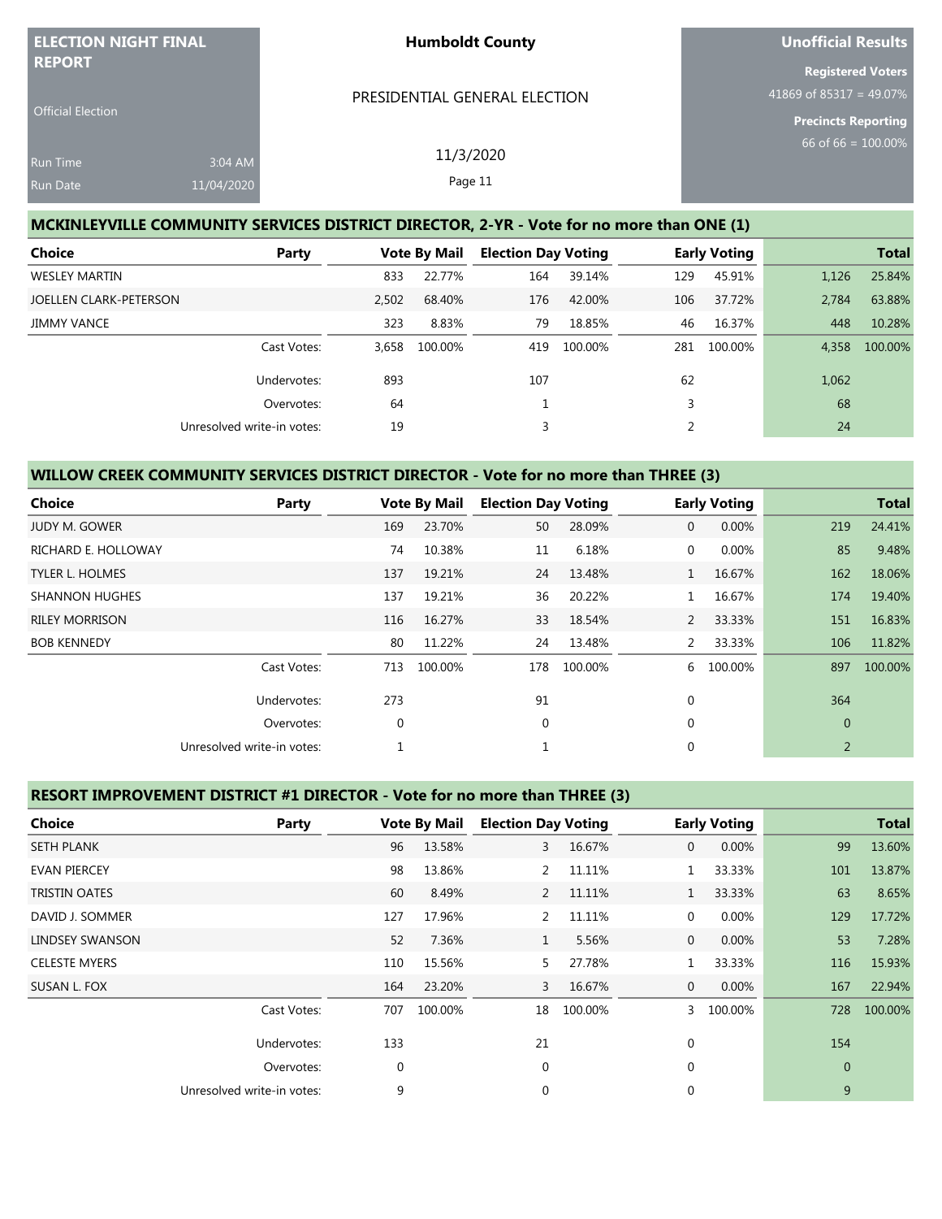| ELECTION NIGHT FINAL REPORT | Humboldt County | Unofficial Results |
|---|---|---|
| Official Election | PRESIDENTIAL GENERAL ELECTION | Registered Voters 41869 of 85317 = 49.07% |
| Run Time 3:04 AM | 11/3/2020 | Precincts Reporting 66 of 66 = 100.00% |
| Run Date 11/04/2020 | Page 11 | |

## MCKINLEYVILLE COMMUNITY SERVICES DISTRICT DIRECTOR, 2-YR - Vote for no more than ONE (1)

| Choice | Party | Vote By Mail | | Election Day Voting | | Early Voting | | Total | |
|---|---|---|---|---|---|---|---|---|---|
| WESLEY MARTIN | | 833 | 22.77% | 164 | 39.14% | 129 | 45.91% | 1,126 | 25.84% |
| JOELLEN CLARK-PETERSON | | 2,502 | 68.40% | 176 | 42.00% | 106 | 37.72% | 2,784 | 63.88% |
| JIMMY VANCE | | 323 | 8.83% | 79 | 18.85% | 46 | 16.37% | 448 | 10.28% |
| | Cast Votes: | 3,658 | 100.00% | 419 | 100.00% | 281 | 100.00% | 4,358 | 100.00% |
| | Undervotes: | 893 | | 107 | | 62 | | 1,062 | |
| | Overvotes: | 64 | | 1 | | 3 | | 68 | |
| | Unresolved write-in votes: | 19 | | 3 | | 2 | | 24 | |

## WILLOW CREEK COMMUNITY SERVICES DISTRICT DIRECTOR - Vote for no more than THREE (3)

| Choice | Party | Vote By Mail | | Election Day Voting | | Early Voting | | Total | |
|---|---|---|---|---|---|---|---|---|---|
| JUDY M. GOWER | | 169 | 23.70% | 50 | 28.09% | 0 | 0.00% | 219 | 24.41% |
| RICHARD E. HOLLOWAY | | 74 | 10.38% | 11 | 6.18% | 0 | 0.00% | 85 | 9.48% |
| TYLER L. HOLMES | | 137 | 19.21% | 24 | 13.48% | 1 | 16.67% | 162 | 18.06% |
| SHANNON HUGHES | | 137 | 19.21% | 36 | 20.22% | 1 | 16.67% | 174 | 19.40% |
| RILEY MORRISON | | 116 | 16.27% | 33 | 18.54% | 2 | 33.33% | 151 | 16.83% |
| BOB KENNEDY | | 80 | 11.22% | 24 | 13.48% | 2 | 33.33% | 106 | 11.82% |
| | Cast Votes: | 713 | 100.00% | 178 | 100.00% | 6 | 100.00% | 897 | 100.00% |
| | Undervotes: | 273 | | 91 | | 0 | | 364 | |
| | Overvotes: | 0 | | 0 | | 0 | | 0 | |
| | Unresolved write-in votes: | 1 | | 1 | | 0 | | 2 | |

## RESORT IMPROVEMENT DISTRICT #1 DIRECTOR - Vote for no more than THREE (3)

| Choice | Party | Vote By Mail | | Election Day Voting | | Early Voting | | Total | |
|---|---|---|---|---|---|---|---|---|---|
| SETH PLANK | | 96 | 13.58% | 3 | 16.67% | 0 | 0.00% | 99 | 13.60% |
| EVAN PIERCEY | | 98 | 13.86% | 2 | 11.11% | 1 | 33.33% | 101 | 13.87% |
| TRISTIN OATES | | 60 | 8.49% | 2 | 11.11% | 1 | 33.33% | 63 | 8.65% |
| DAVID J. SOMMER | | 127 | 17.96% | 2 | 11.11% | 0 | 0.00% | 129 | 17.72% |
| LINDSEY SWANSON | | 52 | 7.36% | 1 | 5.56% | 0 | 0.00% | 53 | 7.28% |
| CELESTE MYERS | | 110 | 15.56% | 5 | 27.78% | 1 | 33.33% | 116 | 15.93% |
| SUSAN L. FOX | | 164 | 23.20% | 3 | 16.67% | 0 | 0.00% | 167 | 22.94% |
| | Cast Votes: | 707 | 100.00% | 18 | 100.00% | 3 | 100.00% | 728 | 100.00% |
| | Undervotes: | 133 | | 21 | | 0 | | 154 | |
| | Overvotes: | 0 | | 0 | | 0 | | 0 | |
| | Unresolved write-in votes: | 9 | | 0 | | 0 | | 9 | |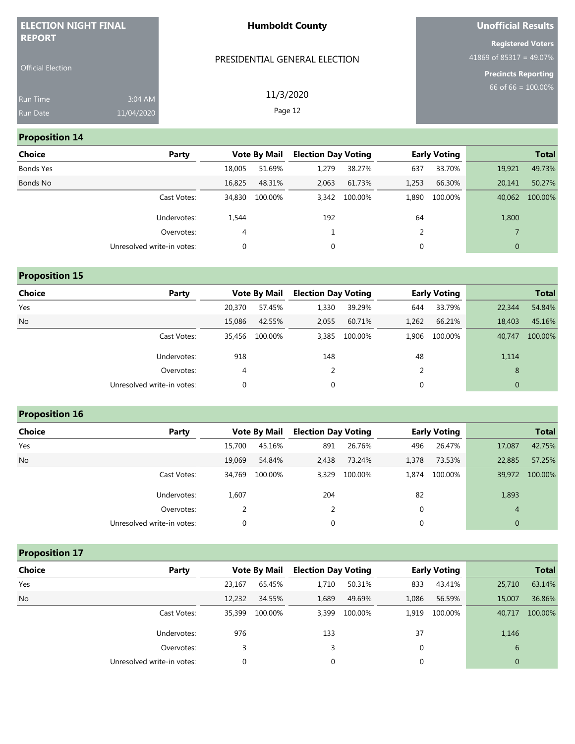**ELECTION NIGHT FINAL REPORT**

Official Election

Run Time 3:04 AM
Run Date 11/04/2020

**Humboldt County**

PRESIDENTIAL GENERAL ELECTION

11/3/2020

**Unofficial Results**

**Registered Voters**
41869 of 85317 = 49.07%

**Precincts Reporting**
66 of 66 = 100.00%

## Proposition 14

| Choice | Party | Vote By Mail | | Election Day Voting | | Early Voting | | Total | |
|---|---|---|---|---|---|---|---|---|---|
| Bonds Yes | | 18,005 | 51.69% | 1,279 | 38.27% | 637 | 33.70% | 19,921 | 49.73% |
| Bonds No | | 16,825 | 48.31% | 2,063 | 61.73% | 1,253 | 66.30% | 20,141 | 50.27% |
| | Cast Votes: | 34,830 | 100.00% | 3,342 | 100.00% | 1,890 | 100.00% | 40,062 | 100.00% |
| | Undervotes: | 1,544 | | 192 | | 64 | | 1,800 | |
| | Overvotes: | 4 | | 1 | | 2 | | 7 | |
| | Unresolved write-in votes: | 0 | | 0 | | 0 | | 0 | |

## Proposition 15

| Choice | Party | Vote By Mail | | Election Day Voting | | Early Voting | | Total | |
|---|---|---|---|---|---|---|---|---|---|
| Yes | | 20,370 | 57.45% | 1,330 | 39.29% | 644 | 33.79% | 22,344 | 54.84% |
| No | | 15,086 | 42.55% | 2,055 | 60.71% | 1,262 | 66.21% | 18,403 | 45.16% |
| | Cast Votes: | 35,456 | 100.00% | 3,385 | 100.00% | 1,906 | 100.00% | 40,747 | 100.00% |
| | Undervotes: | 918 | | 148 | | 48 | | 1,114 | |
| | Overvotes: | 4 | | 2 | | 2 | | 8 | |
| | Unresolved write-in votes: | 0 | | 0 | | 0 | | 0 | |

## Proposition 16

| Choice | Party | Vote By Mail | | Election Day Voting | | Early Voting | | Total | |
|---|---|---|---|---|---|---|---|---|---|
| Yes | | 15,700 | 45.16% | 891 | 26.76% | 496 | 26.47% | 17,087 | 42.75% |
| No | | 19,069 | 54.84% | 2,438 | 73.24% | 1,378 | 73.53% | 22,885 | 57.25% |
| | Cast Votes: | 34,769 | 100.00% | 3,329 | 100.00% | 1,874 | 100.00% | 39,972 | 100.00% |
| | Undervotes: | 1,607 | | 204 | | 82 | | 1,893 | |
| | Overvotes: | 2 | | 2 | | 0 | | 4 | |
| | Unresolved write-in votes: | 0 | | 0 | | 0 | | 0 | |

## Proposition 17

| Choice | Party | Vote By Mail | | Election Day Voting | | Early Voting | | Total | |
|---|---|---|---|---|---|---|---|---|---|
| Yes | | 23,167 | 65.45% | 1,710 | 50.31% | 833 | 43.41% | 25,710 | 63.14% |
| No | | 12,232 | 34.55% | 1,689 | 49.69% | 1,086 | 56.59% | 15,007 | 36.86% |
| | Cast Votes: | 35,399 | 100.00% | 3,399 | 100.00% | 1,919 | 100.00% | 40,717 | 100.00% |
| | Undervotes: | 976 | | 133 | | 37 | | 1,146 | |
| | Overvotes: | 3 | | 3 | | 0 | | 6 | |
| | Unresolved write-in votes: | 0 | | 0 | | 0 | | 0 | |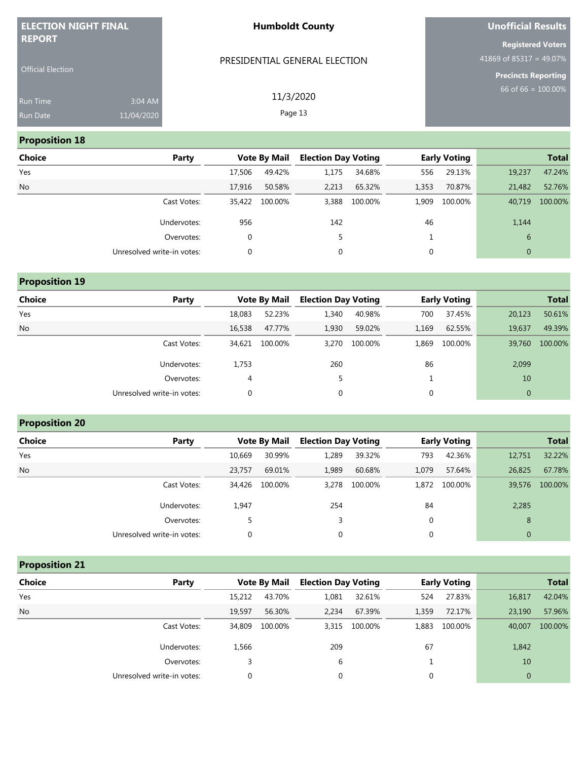| ELECTION NIGHT FINAL REPORT | Humboldt County | Unofficial Results |
|---|---|---|
| Official Election | PRESIDENTIAL GENERAL ELECTION | Registered Voters 41869 of 85317 = 49.07% |
| Run Time 3:04 AM | 11/3/2020 | Precincts Reporting 66 of 66 = 100.00% |
| Run Date 11/04/2020 | Page 13 | |

## Proposition 18

| Choice | Party | Vote By Mail | | Election Day Voting | | Early Voting | | Total | |
|---|---|---|---|---|---|---|---|---|---|
| Yes | | 17,506 | 49.42% | 1,175 | 34.68% | 556 | 29.13% | 19,237 | 47.24% |
| No | | 17,916 | 50.58% | 2,213 | 65.32% | 1,353 | 70.87% | 21,482 | 52.76% |
| | Cast Votes: | 35,422 | 100.00% | 3,388 | 100.00% | 1,909 | 100.00% | 40,719 | 100.00% |
| | Undervotes: | 956 | | 142 | | 46 | | 1,144 | |
| | Overvotes: | 0 | | 5 | | 1 | | 6 | |
| | Unresolved write-in votes: | 0 | | 0 | | 0 | | 0 | |

## Proposition 19

| Choice | Party | Vote By Mail | | Election Day Voting | | Early Voting | | Total | |
|---|---|---|---|---|---|---|---|---|---|
| Yes | | 18,083 | 52.23% | 1,340 | 40.98% | 700 | 37.45% | 20,123 | 50.61% |
| No | | 16,538 | 47.77% | 1,930 | 59.02% | 1,169 | 62.55% | 19,637 | 49.39% |
| | Cast Votes: | 34,621 | 100.00% | 3,270 | 100.00% | 1,869 | 100.00% | 39,760 | 100.00% |
| | Undervotes: | 1,753 | | 260 | | 86 | | 2,099 | |
| | Overvotes: | 4 | | 5 | | 1 | | 10 | |
| | Unresolved write-in votes: | 0 | | 0 | | 0 | | 0 | |

## Proposition 20

| Choice | Party | Vote By Mail | | Election Day Voting | | Early Voting | | Total | |
|---|---|---|---|---|---|---|---|---|---|
| Yes | | 10,669 | 30.99% | 1,289 | 39.32% | 793 | 42.36% | 12,751 | 32.22% |
| No | | 23,757 | 69.01% | 1,989 | 60.68% | 1,079 | 57.64% | 26,825 | 67.78% |
| | Cast Votes: | 34,426 | 100.00% | 3,278 | 100.00% | 1,872 | 100.00% | 39,576 | 100.00% |
| | Undervotes: | 1,947 | | 254 | | 84 | | 2,285 | |
| | Overvotes: | 5 | | 3 | | 0 | | 8 | |
| | Unresolved write-in votes: | 0 | | 0 | | 0 | | 0 | |

## Proposition 21

| Choice | Party | Vote By Mail | | Election Day Voting | | Early Voting | | Total | |
|---|---|---|---|---|---|---|---|---|---|
| Yes | | 15,212 | 43.70% | 1,081 | 32.61% | 524 | 27.83% | 16,817 | 42.04% |
| No | | 19,597 | 56.30% | 2,234 | 67.39% | 1,359 | 72.17% | 23,190 | 57.96% |
| | Cast Votes: | 34,809 | 100.00% | 3,315 | 100.00% | 1,883 | 100.00% | 40,007 | 100.00% |
| | Undervotes: | 1,566 | | 209 | | 67 | | 1,842 | |
| | Overvotes: | 3 | | 6 | | 1 | | 10 | |
| | Unresolved write-in votes: | 0 | | 0 | | 0 | | 0 | |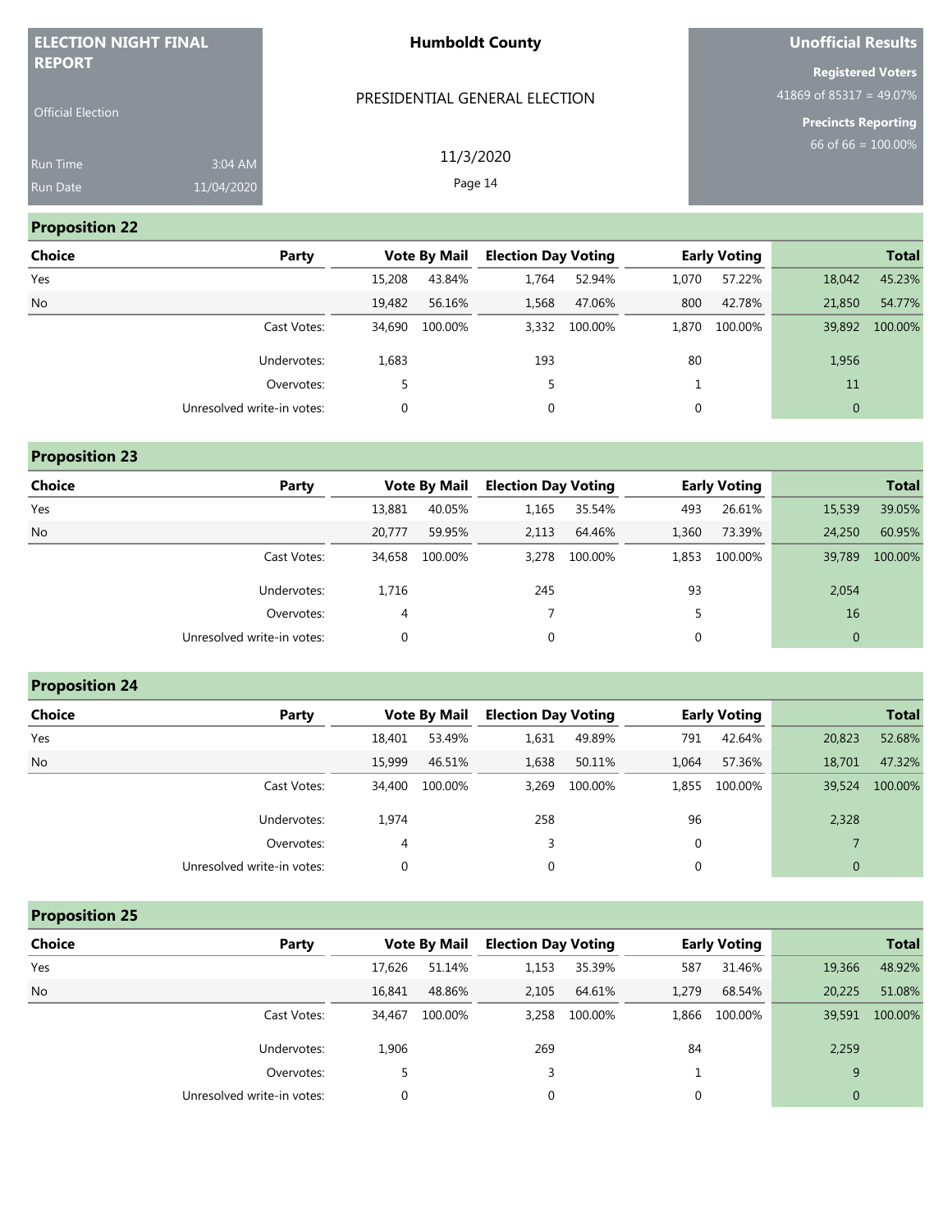| ELECTION NIGHT FINAL REPORT | Humboldt County | Unofficial Results |
|---|---|---|
| Official Election | PRESIDENTIAL GENERAL ELECTION | Registered Voters 41869 of 85317 = 49.07% |
| Run Time 3:04 AM | 11/3/2020 | Precincts Reporting 66 of 66 = 100.00% |
| Run Date 11/04/2020 | Page 14 | |

## Proposition 22

| Choice | Party | Vote By Mail | | Election Day Voting | | Early Voting | | Total | |
|---|---|---|---|---|---|---|---|---|---|
| Yes | | 15,208 | 43.84% | 1,764 | 52.94% | 1,070 | 57.22% | 18,042 | 45.23% |
| No | | 19,482 | 56.16% | 1,568 | 47.06% | 800 | 42.78% | 21,850 | 54.77% |
| | Cast Votes: | 34,690 | 100.00% | 3,332 | 100.00% | 1,870 | 100.00% | 39,892 | 100.00% |
| | Undervotes: | 1,683 | | 193 | | 80 | | 1,956 | |
| | Overvotes: | 5 | | 5 | | 1 | | 11 | |
| | Unresolved write-in votes: | 0 | | 0 | | 0 | | 0 | |

## Proposition 23

| Choice | Party | Vote By Mail | | Election Day Voting | | Early Voting | | Total | |
|---|---|---|---|---|---|---|---|---|---|
| Yes | | 13,881 | 40.05% | 1,165 | 35.54% | 493 | 26.61% | 15,539 | 39.05% |
| No | | 20,777 | 59.95% | 2,113 | 64.46% | 1,360 | 73.39% | 24,250 | 60.95% |
| | Cast Votes: | 34,658 | 100.00% | 3,278 | 100.00% | 1,853 | 100.00% | 39,789 | 100.00% |
| | Undervotes: | 1,716 | | 245 | | 93 | | 2,054 | |
| | Overvotes: | 4 | | 7 | | 5 | | 16 | |
| | Unresolved write-in votes: | 0 | | 0 | | 0 | | 0 | |

## Proposition 24

| Choice | Party | Vote By Mail | | Election Day Voting | | Early Voting | | Total | |
|---|---|---|---|---|---|---|---|---|---|
| Yes | | 18,401 | 53.49% | 1,631 | 49.89% | 791 | 42.64% | 20,823 | 52.68% |
| No | | 15,999 | 46.51% | 1,638 | 50.11% | 1,064 | 57.36% | 18,701 | 47.32% |
| | Cast Votes: | 34,400 | 100.00% | 3,269 | 100.00% | 1,855 | 100.00% | 39,524 | 100.00% |
| | Undervotes: | 1,974 | | 258 | | 96 | | 2,328 | |
| | Overvotes: | 4 | | 3 | | 0 | | 7 | |
| | Unresolved write-in votes: | 0 | | 0 | | 0 | | 0 | |

## Proposition 25

| Choice | Party | Vote By Mail | | Election Day Voting | | Early Voting | | Total | |
|---|---|---|---|---|---|---|---|---|---|
| Yes | | 17,626 | 51.14% | 1,153 | 35.39% | 587 | 31.46% | 19,366 | 48.92% |
| No | | 16,841 | 48.86% | 2,105 | 64.61% | 1,279 | 68.54% | 20,225 | 51.08% |
| | Cast Votes: | 34,467 | 100.00% | 3,258 | 100.00% | 1,866 | 100.00% | 39,591 | 100.00% |
| | Undervotes: | 1,906 | | 269 | | 84 | | 2,259 | |
| | Overvotes: | 5 | | 3 | | 1 | | 9 | |
| | Unresolved write-in votes: | 0 | | 0 | | 0 | | 0 | |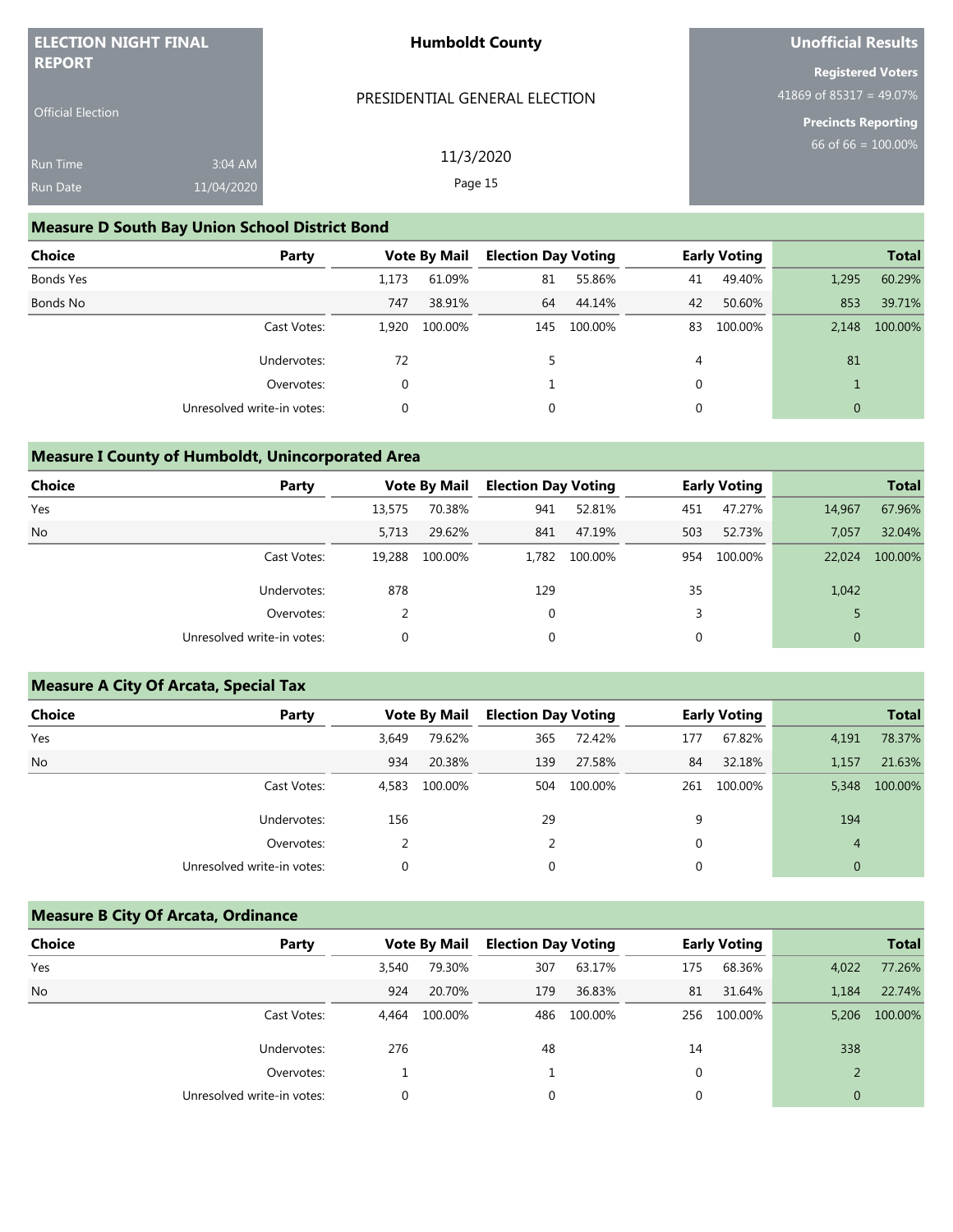| ELECTION NIGHT FINAL REPORT | Humboldt County | Unofficial Results |
|---|---|---|
| Official Election | PRESIDENTIAL GENERAL ELECTION | Registered Voters 41869 of 85317 = 49.07% |
| Run Time 3:04 AM | 11/3/2020 | Precincts Reporting 66 of 66 = 100.00% |
| Run Date 11/04/2020 | | |

## Measure D South Bay Union School District Bond

| Choice | Party | Vote By Mail | | Election Day Voting | | Early Voting | | Total | |
|---|---|---|---|---|---|---|---|---|---|
| Bonds Yes | | 1,173 | 61.09% | 81 | 55.86% | 41 | 49.40% | 1,295 | 60.29% |
| Bonds No | | 747 | 38.91% | 64 | 44.14% | 42 | 50.60% | 853 | 39.71% |
| | Cast Votes: | 1,920 | 100.00% | 145 | 100.00% | 83 | 100.00% | 2,148 | 100.00% |
| | Undervotes: | 72 | | 5 | | 4 | | 81 | |
| | Overvotes: | 0 | | 1 | | 0 | | 1 | |
| | Unresolved write-in votes: | 0 | | 0 | | 0 | | 0 | |

## Measure I County of Humboldt, Unincorporated Area

| Choice | Party | Vote By Mail | | Election Day Voting | | Early Voting | | Total | |
|---|---|---|---|---|---|---|---|---|---|
| Yes | | 13,575 | 70.38% | 941 | 52.81% | 451 | 47.27% | 14,967 | 67.96% |
| No | | 5,713 | 29.62% | 841 | 47.19% | 503 | 52.73% | 7,057 | 32.04% |
| | Cast Votes: | 19,288 | 100.00% | 1,782 | 100.00% | 954 | 100.00% | 22,024 | 100.00% |
| | Undervotes: | 878 | | 129 | | 35 | | 1,042 | |
| | Overvotes: | 2 | | 0 | | 3 | | 5 | |
| | Unresolved write-in votes: | 0 | | 0 | | 0 | | 0 | |

## Measure A City Of Arcata, Special Tax

| Choice | Party | Vote By Mail | | Election Day Voting | | Early Voting | | Total | |
|---|---|---|---|---|---|---|---|---|---|
| Yes | | 3,649 | 79.62% | 365 | 72.42% | 177 | 67.82% | 4,191 | 78.37% |
| No | | 934 | 20.38% | 139 | 27.58% | 84 | 32.18% | 1,157 | 21.63% |
| | Cast Votes: | 4,583 | 100.00% | 504 | 100.00% | 261 | 100.00% | 5,348 | 100.00% |
| | Undervotes: | 156 | | 29 | | 9 | | 194 | |
| | Overvotes: | 2 | | 2 | | 0 | | 4 | |
| | Unresolved write-in votes: | 0 | | 0 | | 0 | | 0 | |

## Measure B City Of Arcata, Ordinance

| Choice | Party | Vote By Mail | | Election Day Voting | | Early Voting | | Total | |
|---|---|---|---|---|---|---|---|---|---|
| Yes | | 3,540 | 79.30% | 307 | 63.17% | 175 | 68.36% | 4,022 | 77.26% |
| No | | 924 | 20.70% | 179 | 36.83% | 81 | 31.64% | 1,184 | 22.74% |
| | Cast Votes: | 4,464 | 100.00% | 486 | 100.00% | 256 | 100.00% | 5,206 | 100.00% |
| | Undervotes: | 276 | | 48 | | 14 | | 338 | |
| | Overvotes: | 1 | | 1 | | 0 | | 2 | |
| | Unresolved write-in votes: | 0 | | 0 | | 0 | | 0 | |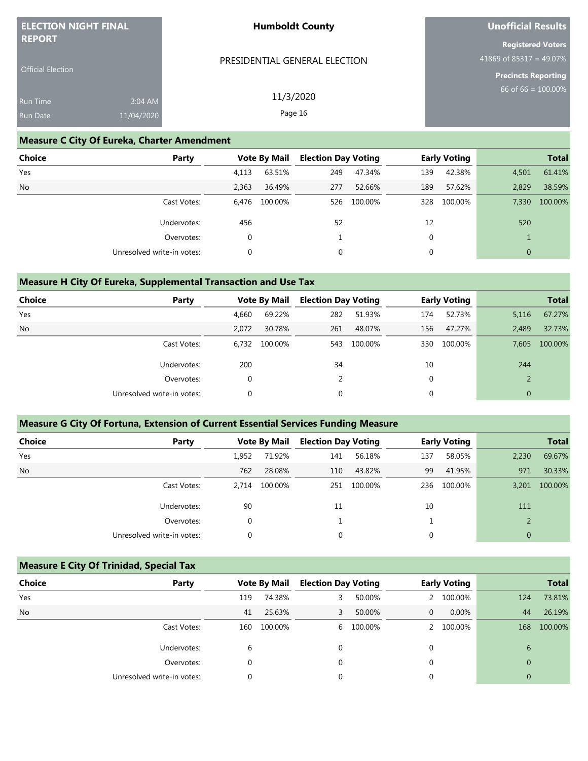**ELECTION NIGHT FINAL REPORT**

Official Election

Run Time 3:04 AM
Run Date 11/04/2020

**Humboldt County**

PRESIDENTIAL GENERAL ELECTION

11/3/2020

**Unofficial Results**

**Registered Voters**
41869 of 85317 = 49.07%

**Precincts Reporting**
66 of 66 = 100.00%

## Measure C City Of Eureka, Charter Amendment

| Choice | Party | Vote By Mail | | Election Day Voting | | Early Voting | | Total | |
|---|---|---|---|---|---|---|---|---|---|
| Yes | | 4,113 | 63.51% | 249 | 47.34% | 139 | 42.38% | 4,501 | 61.41% |
| No | | 2,363 | 36.49% | 277 | 52.66% | 189 | 57.62% | 2,829 | 38.59% |
| | Cast Votes: | 6,476 | 100.00% | 526 | 100.00% | 328 | 100.00% | 7,330 | 100.00% |
| | Undervotes: | 456 | | 52 | | 12 | | 520 | |
| | Overvotes: | 0 | | 1 | | 0 | | 1 | |
| | Unresolved write-in votes: | 0 | | 0 | | 0 | | 0 | |

## Measure H City Of Eureka, Supplemental Transaction and Use Tax

| Choice | Party | Vote By Mail | | Election Day Voting | | Early Voting | | Total | |
|---|---|---|---|---|---|---|---|---|---|
| Yes | | 4,660 | 69.22% | 282 | 51.93% | 174 | 52.73% | 5,116 | 67.27% |
| No | | 2,072 | 30.78% | 261 | 48.07% | 156 | 47.27% | 2,489 | 32.73% |
| | Cast Votes: | 6,732 | 100.00% | 543 | 100.00% | 330 | 100.00% | 7,605 | 100.00% |
| | Undervotes: | 200 | | 34 | | 10 | | 244 | |
| | Overvotes: | 0 | | 2 | | 0 | | 2 | |
| | Unresolved write-in votes: | 0 | | 0 | | 0 | | 0 | |

## Measure G City Of Fortuna, Extension of Current Essential Services Funding Measure

| Choice | Party | Vote By Mail | | Election Day Voting | | Early Voting | | Total | |
|---|---|---|---|---|---|---|---|---|---|
| Yes | | 1,952 | 71.92% | 141 | 56.18% | 137 | 58.05% | 2,230 | 69.67% |
| No | | 762 | 28.08% | 110 | 43.82% | 99 | 41.95% | 971 | 30.33% |
| | Cast Votes: | 2,714 | 100.00% | 251 | 100.00% | 236 | 100.00% | 3,201 | 100.00% |
| | Undervotes: | 90 | | 11 | | 10 | | 111 | |
| | Overvotes: | 0 | | 1 | | 1 | | 2 | |
| | Unresolved write-in votes: | 0 | | 0 | | 0 | | 0 | |

## Measure E City Of Trinidad, Special Tax

| Choice | Party | Vote By Mail | | Election Day Voting | | Early Voting | | Total | |
|---|---|---|---|---|---|---|---|---|---|
| Yes | | 119 | 74.38% | 3 | 50.00% | 2 | 100.00% | 124 | 73.81% |
| No | | 41 | 25.63% | 3 | 50.00% | 0 | 0.00% | 44 | 26.19% |
| | Cast Votes: | 160 | 100.00% | 6 | 100.00% | 2 | 100.00% | 168 | 100.00% |
| | Undervotes: | 6 | | 0 | | 0 | | 6 | |
| | Overvotes: | 0 | | 0 | | 0 | | 0 | |
| | Unresolved write-in votes: | 0 | | 0 | | 0 | | 0 | |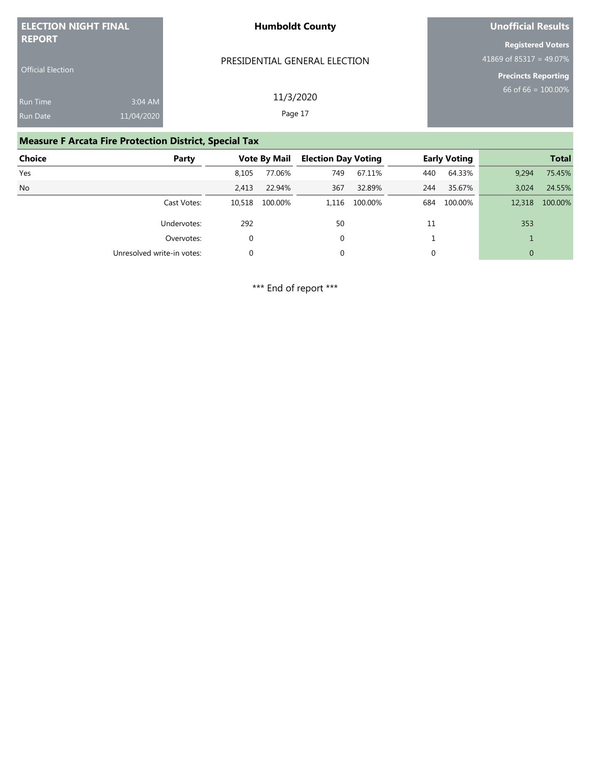## Measure F Arcata Fire Protection District, Special Tax

| Choice | Party | Vote By Mail | | Election Day Voting | | Early Voting | | Total | |
|---|---|---|---|---|---|---|---|---|---|
| Yes | | 8,105 | 77.06% | 749 | 67.11% | 440 | 64.33% | 9,294 | 75.45% |
| No | | 2,413 | 22.94% | 367 | 32.89% | 244 | 35.67% | 3,024 | 24.55% |
| | Cast Votes: | 10,518 | 100.00% | 1,116 | 100.00% | 684 | 100.00% | 12,318 | 100.00% |
| | Undervotes: | 292 | | 50 | | 11 | | 353 | |
| | Overvotes: | 0 | | 0 | | 1 | | 1 | |
| | Unresolved write-in votes: | 0 | | 0 | | 0 | | 0 | |

*** End of report ***